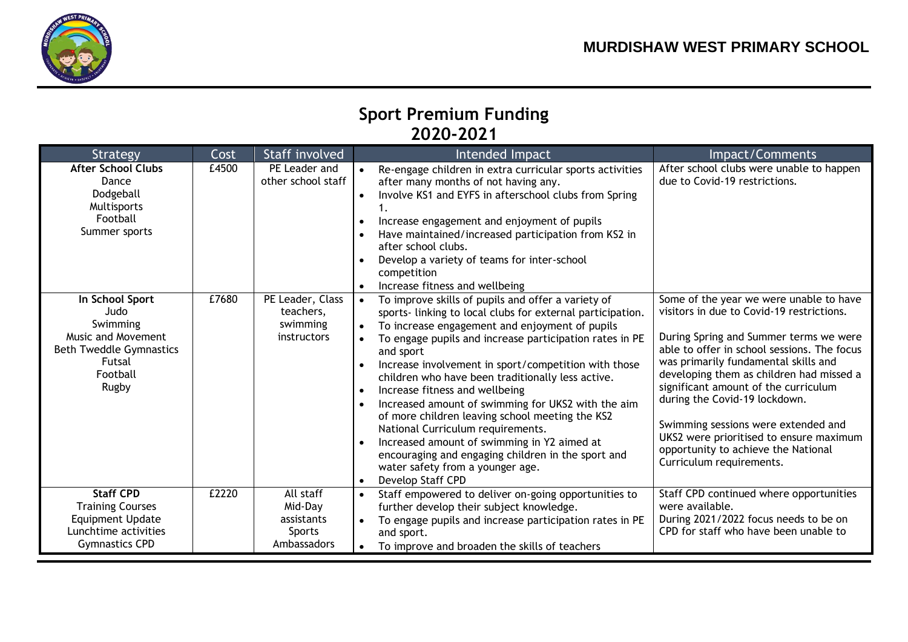**MURDISHAW WEST PRIMARY SCHOOL**

# Sport Premium Funding
## 2020-2021

| Strategy | Cost | Staff involved | Intended Impact | Impact/Comments |
|---|---|---|---|---|
| **After School Clubs**<br>Dance<br>Dodgeball<br>Multisports<br>Football<br>Summer sports | £4500 | PE Leader and other school staff | • Re-engage children in extra curricular sports activities after many months of not having any.<br>• Involve KS1 and EYFS in afterschool clubs from Spring 1.<br>• Increase engagement and enjoyment of pupils<br>• Have maintained/increased participation from KS2 in after school clubs.<br>• Develop a variety of teams for inter-school competition<br>• Increase fitness and wellbeing | After school clubs were unable to happen due to Covid-19 restrictions. |
| **In School Sport**<br>Judo<br>Swimming<br>Music and Movement<br>Beth Tweddle Gymnastics<br>Futsal<br>Football<br>Rugby | £7680 | PE Leader, Class teachers, swimming instructors | • To improve skills of pupils and offer a variety of sports- linking to local clubs for external participation.<br>• To increase engagement and enjoyment of pupils<br>• To engage pupils and increase participation rates in PE and sport<br>• Increase involvement in sport/competition with those children who have been traditionally less active.<br>• Increase fitness and wellbeing<br>• Increased amount of swimming for UKS2 with the aim of more children leaving school meeting the KS2 National Curriculum requirements.<br>• Increased amount of swimming in Y2 aimed at encouraging and engaging children in the sport and water safety from a younger age.<br>• Develop Staff CPD | Some of the year we were unable to have visitors in due to Covid-19 restrictions.<br><br>During Spring and Summer terms we were able to offer in school sessions. The focus was primarily fundamental skills and developing them as children had missed a significant amount of the curriculum during the Covid-19 lockdown.<br><br>Swimming sessions were extended and UKS2 were prioritised to ensure maximum opportunity to achieve the National Curriculum requirements. |
| **Staff CPD**<br>Training Courses<br>Equipment Update<br>Lunchtime activities<br>Gymnastics CPD | £2220 | All staff<br>Mid-Day assistants<br>Sports Ambassadors | • Staff empowered to deliver on-going opportunities to further develop their subject knowledge.<br>• To engage pupils and increase participation rates in PE and sport.<br>• To improve and broaden the skills of teachers | Staff CPD continued where opportunities were available.<br>During 2021/2022 focus needs to be on CPD for staff who have been unable to |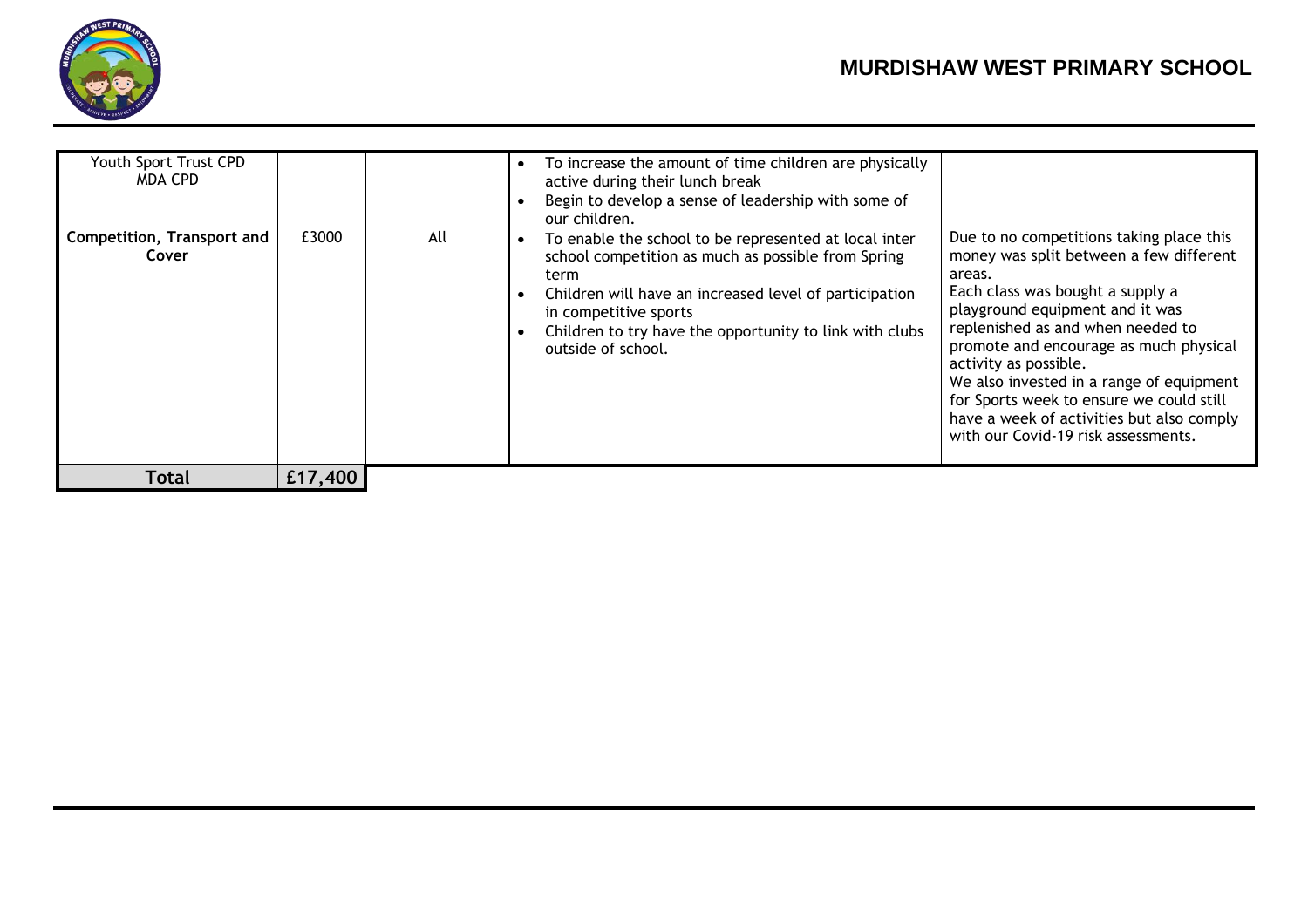| | | | | |
|---|---|---|---|---|
| Youth Sport Trust CPD<br>MDA CPD | | | • To increase the amount of time children are physically active during their lunch break<br>• Begin to develop a sense of leadership with some of our children. | |
| **Competition, Transport and Cover** | £3000 | All | • To enable the school to be represented at local inter school competition as much as possible from Spring term<br>• Children will have an increased level of participation in competitive sports<br>• Children to try have the opportunity to link with clubs outside of school. | Due to no competitions taking place this money was split between a few different areas.<br>Each class was bought a supply a playground equipment and it was replenished as and when needed to promote and encourage as much physical activity as possible.<br>We also invested in a range of equipment for Sports week to ensure we could still have a week of activities but also comply with our Covid-19 risk assessments. |
| **Total** | **£17,400** | | | |